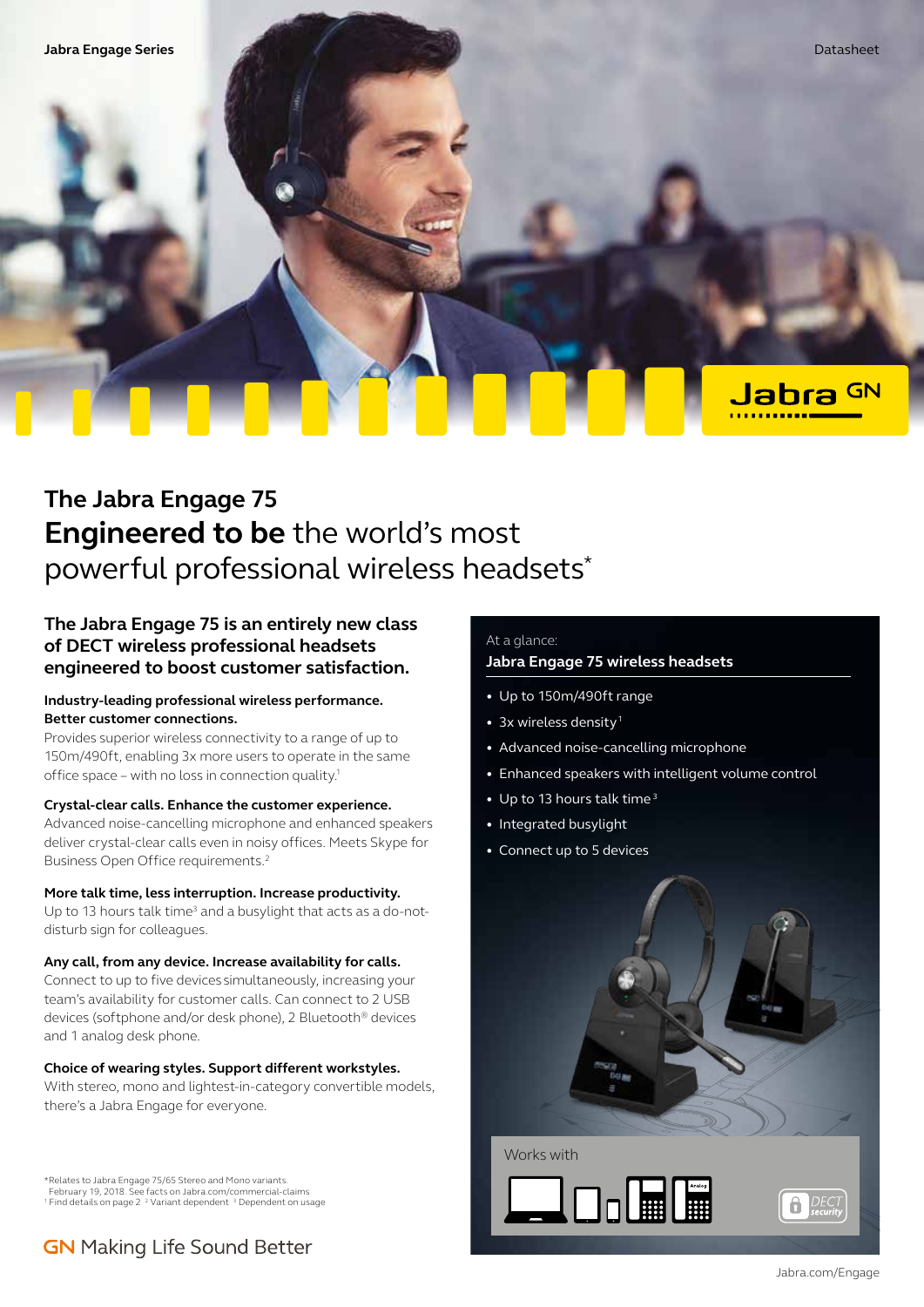Jabra Engage Series

Datasheet

# The Jabra Engage 75

## **Engineered to be** the world's most powerful professional wireless headsets*

### The Jabra Engage 75 is an entirely new class of DECT wireless professional headsets engineered to boost customer satisfaction.

**Industry-leading professional wireless performance. Better connections.**
Provides superior wireless connectivity to a range of up to 150m/490ft, enabling 3x more users to operate in the same office space – with no loss in connection quality.[1]

**Crystal-clear calls. Enhance the customer experience.**
Advanced noise-cancelling microphone and enhanced speakers deliver crystal-clear calls even in noisy offices. Meets Skype for Business Open Office requirements.[2]

**More talk time, less interruption. Increase productivity.**
Up to 13 hours talk time[3] and a busylight that acts as a do-not-disturb sign for colleagues.

**Any call, from any device. Increase availability for calls.**
Connect to up to five devices simultaneously, increasing your team's availability for customer calls. Can connect to 2 USB devices (softphone and/or desk phone), 2 Bluetooth® devices and 1 analog desk phone.

**Choice of wearing styles. Support different workstyles.**
With stereo, mono and lightest-in-category convertible models, there's a Jabra Engage for everyone.

At a glance:

**Jabra Engage 75 wireless headsets**

- Up to 150m/490ft range
- 3x wireless density[1]
- Advanced noise-cancelling microphone
- Enhanced speakers with intelligent volume control
- Up to 13 hours talk time[3]
- Integrated busylight
- Connect up to 5 devices

Works with

DECT security

*Relates to Jabra Engage 75/65 Stereo and Mono variants. February 19, 2018. See facts on Jabra.com/commercial-claims
[1] Find details on page 2 [2] Variant dependent [3] Dependent on usage

GN Making Life Sound Better

Jabra.com/Engage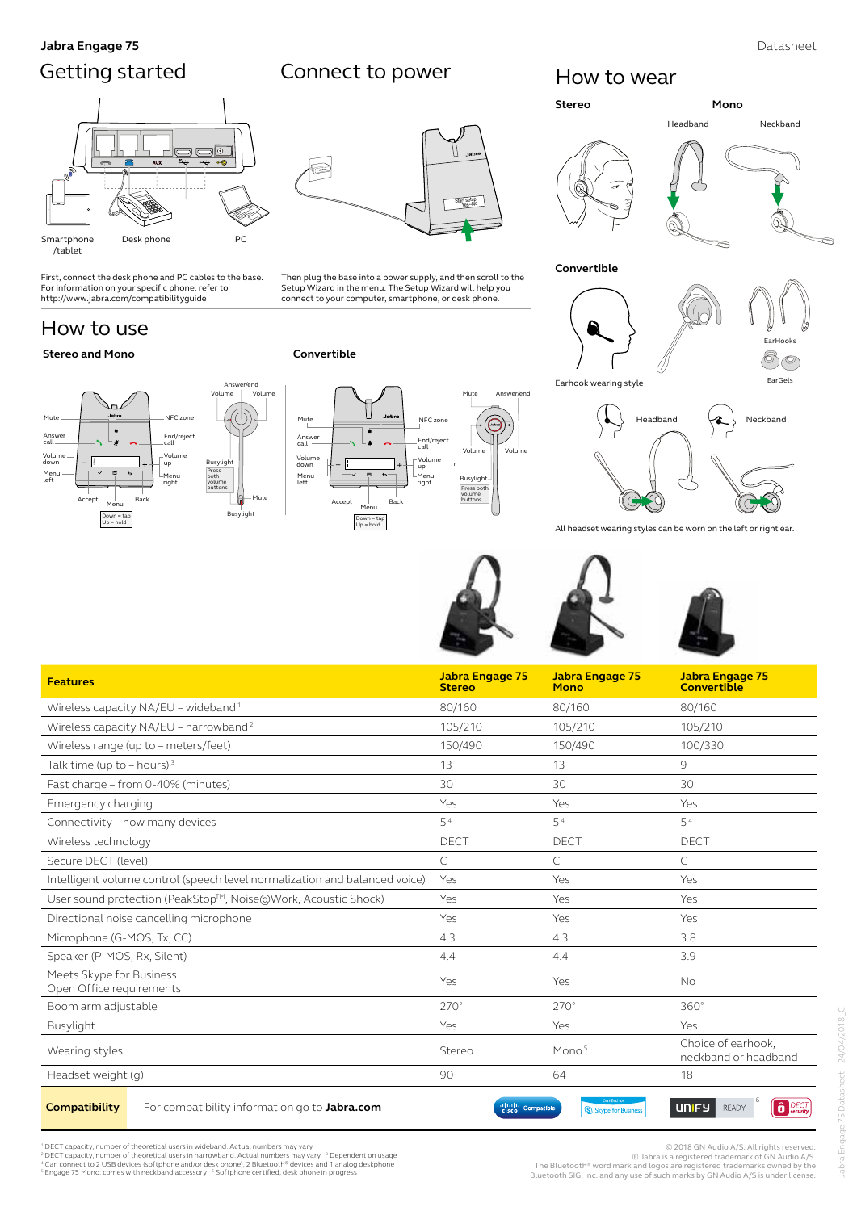Jabra Engage 75

Datasheet

## Getting started

Smartphone /tablet

Desk phone

PC

First, connect the desk phone and PC cables to the base. For information on your specific phone, refer to http://www.jabra.com/compatibilityguide

## Connect to power

Then plug the base into a power supply, and then scroll to the Setup Wizard in the menu. The Setup Wizard will help you connect to your computer, smartphone, or desk phone.

## How to wear

### Stereo

### Mono

Headband

Neckband

### Convertible

Earhook wearing style

EarHooks

EarGels

Headband

Neckband

All headset wearing styles can be worn on the left or right ear.

## How to use

### Stereo and Mono

Mute

Answer call

Volume down

Menu left

Accept

Menu

Back

Down = tap
Up = hold

NFC zone

End/reject call

Volume up

Menu right

Answer/end

Volume

Volume

Busylight

Press both volume buttons

Mute

Busylight

### Convertible

Mute

Answer call

Volume down

Menu left

Accept

Menu

Back

Down = tap
Up = hold

NFC zone

End/reject call

Volume up

Menu right

Mute

Answer/end

Volume

Volume

Busylight

Press both volume buttons

| Features | Jabra Engage 75 Stereo | Jabra Engage 75 Mono | Jabra Engage 75 Convertible |
|---|---|---|---|
| Wireless capacity NA/EU – wideband [1] | 80/160 | 80/160 | 80/160 |
| Wireless capacity NA/EU – narrowband [2] | 105/210 | 105/210 | 105/210 |
| Wireless range (up to – meters/feet) | 150/490 | 150/490 | 100/330 |
| Talk time (up to – hours) [3] | 13 | 13 | 9 |
| Fast charge – from 0-40% (minutes) | 30 | 30 | 30 |
| Emergency charging | Yes | Yes | Yes |
| Connectivity – how many devices | 5 [4] | 5 [4] | 5 [4] |
| Wireless technology | DECT | DECT | DECT |
| Secure DECT (level) | C | C | C |
| Intelligent volume control (speech level normalization and balanced voice) | Yes | Yes | Yes |
| User sound protection (PeakStop™, Noise@Work, Acoustic Shock) | Yes | Yes | Yes |
| Directional noise cancelling microphone | Yes | Yes | Yes |
| Microphone (G-MOS, Tx, CC) | 4.3 | 4.3 | 3.8 |
| Speaker (P-MOS, Rx, Silent) | 4.4 | 4.4 | 3.9 |
| Meets Skype for Business Open Office requirements | Yes | Yes | No |
| Boom arm adjustable | 270° | 270° | 360° |
| Busylight | Yes | Yes | Yes |
| Wearing styles | Stereo | Mono [5] | Choice of earhook, neckband or headband |
| Headset weight (g) | 90 | 64 | 18 |

**Compatibility** For compatibility information go to **Jabra.com** [6]

[1] DECT capacity, number of theoretical users in wideband. Actual numbers may vary
[2] DECT capacity, number of theoretical users in narrowband. Actual numbers may vary [3] Dependent on usage
[4] Can connect to 2 USB devices (softphone and/or desk phone), 2 Bluetooth® devices and 1 analog deskphone
[5] Engage 75 Mono: comes with neckband accessory [6] Softphone certified, desk phone in progress

© 2018 GN Audio A/S. All rights reserved.
® Jabra is a registered trademark of GN Audio A/S.
The Bluetooth® word mark and logos are registered trademarks owned by the Bluetooth SIG, Inc. and any use of such marks by GN Audio A/S is under license.

Jabra Engage 75 Datasheet – 24/04/2018_C